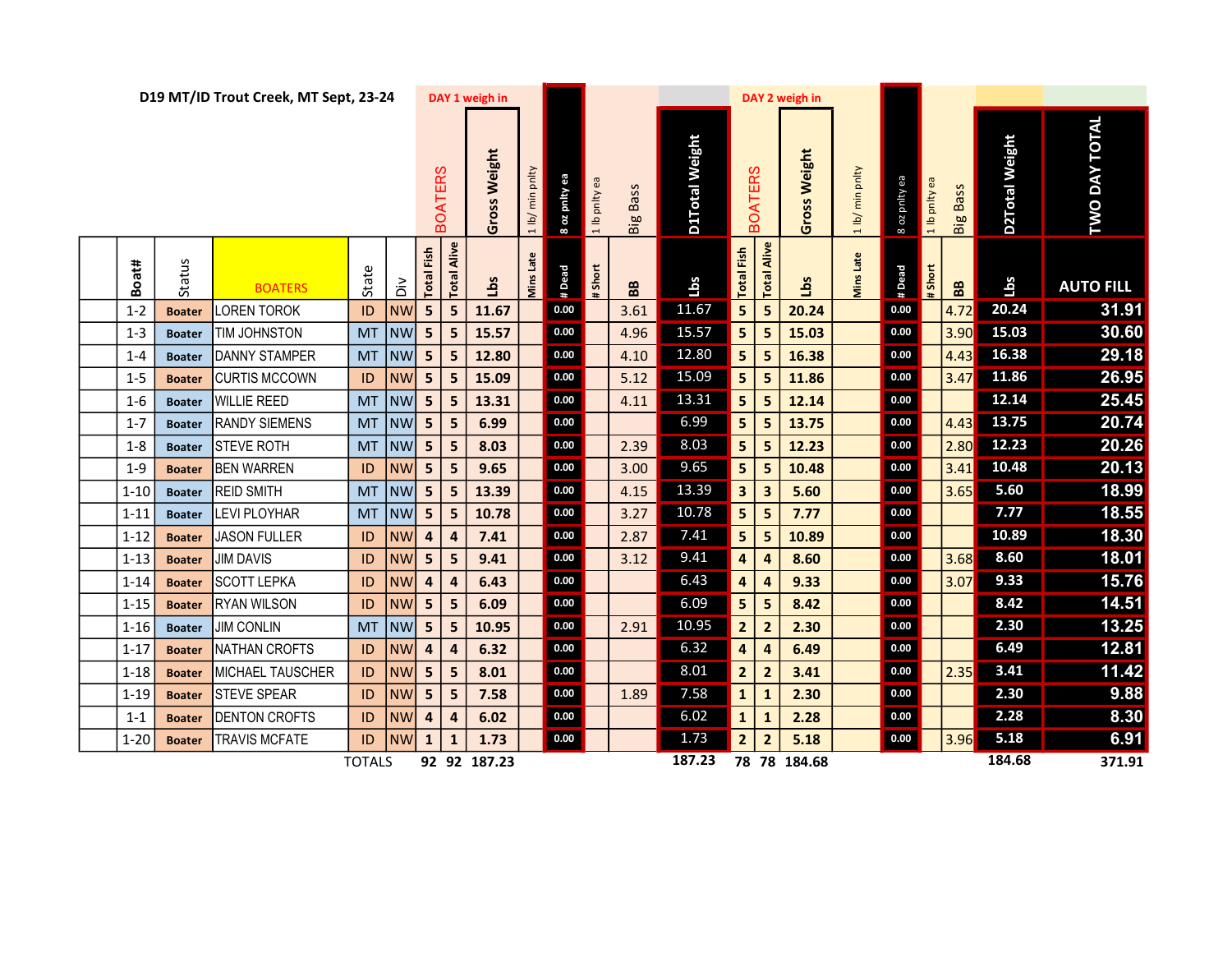## D19 MT/ID Trout Creek, MT Sept, 23-24

| Boat# | Status | BOATERS | State | Div | DAY 1 weigh in BOATERS Total Fish | Total Alive | Gross Weight Lbs | 1 lb/ min pnlty Mins Late | 8 oz pnlty ea # Dead | 1 lb pnlty ea # Short | Big Bass BB | D1Total Weight Lbs | DAY 2 weigh in BOATERS Total Fish | Total Alive | Gross Weight Lbs | 1 lb/ min pnlty Mins Late | 8 oz pnlty ea # Dead | 1 lb pnlty ea # Short | Big Bass BB | D2Total Weight Lbs | TWO DAY TOTAL AUTO FILL |
|---|---|---|---|---|---|---|---|---|---|---|---|---|---|---|---|---|---|---|---|---|---|
| 1-2 | Boater | LOREN TOROK | ID | NW | 5 | 5 | 11.67 | | 0.00 | | 3.61 | 11.67 | 5 | 5 | 20.24 | | 0.00 | | 4.72 | 20.24 | 31.91 |
| 1-3 | Boater | TIM JOHNSTON | MT | NW | 5 | 5 | 15.57 | | 0.00 | | 4.96 | 15.57 | 5 | 5 | 15.03 | | 0.00 | | 3.90 | 15.03 | 30.60 |
| 1-4 | Boater | DANNY STAMPER | MT | NW | 5 | 5 | 12.80 | | 0.00 | | 4.10 | 12.80 | 5 | 5 | 16.38 | | 0.00 | | 4.43 | 16.38 | 29.18 |
| 1-5 | Boater | CURTIS MCCOWN | ID | NW | 5 | 5 | 15.09 | | 0.00 | | 5.12 | 15.09 | 5 | 5 | 11.86 | | 0.00 | | 3.47 | 11.86 | 26.95 |
| 1-6 | Boater | WILLIE REED | MT | NW | 5 | 5 | 13.31 | | 0.00 | | 4.11 | 13.31 | 5 | 5 | 12.14 | | 0.00 | | | 12.14 | 25.45 |
| 1-7 | Boater | RANDY SIEMENS | MT | NW | 5 | 5 | 6.99 | | 0.00 | | | 6.99 | 5 | 5 | 13.75 | | 0.00 | | 4.43 | 13.75 | 20.74 |
| 1-8 | Boater | STEVE ROTH | MT | NW | 5 | 5 | 8.03 | | 0.00 | | 2.39 | 8.03 | 5 | 5 | 12.23 | | 0.00 | | 2.80 | 12.23 | 20.26 |
| 1-9 | Boater | BEN WARREN | ID | NW | 5 | 5 | 9.65 | | 0.00 | | 3.00 | 9.65 | 5 | 5 | 10.48 | | 0.00 | | 3.41 | 10.48 | 20.13 |
| 1-10 | Boater | REID SMITH | MT | NW | 5 | 5 | 13.39 | | 0.00 | | 4.15 | 13.39 | 3 | 3 | 5.60 | | 0.00 | | 3.65 | 5.60 | 18.99 |
| 1-11 | Boater | LEVI PLOYHAR | MT | NW | 5 | 5 | 10.78 | | 0.00 | | 3.27 | 10.78 | 5 | 5 | 7.77 | | 0.00 | | | 7.77 | 18.55 |
| 1-12 | Boater | JASON FULLER | ID | NW | 4 | 4 | 7.41 | | 0.00 | | 2.87 | 7.41 | 5 | 5 | 10.89 | | 0.00 | | | 10.89 | 18.30 |
| 1-13 | Boater | JIM DAVIS | ID | NW | 5 | 5 | 9.41 | | 0.00 | | 3.12 | 9.41 | 4 | 4 | 8.60 | | 0.00 | | 3.68 | 8.60 | 18.01 |
| 1-14 | Boater | SCOTT LEPKA | ID | NW | 4 | 4 | 6.43 | | 0.00 | | | 6.43 | 4 | 4 | 9.33 | | 0.00 | | 3.07 | 9.33 | 15.76 |
| 1-15 | Boater | RYAN WILSON | ID | NW | 5 | 5 | 6.09 | | 0.00 | | | 6.09 | 5 | 5 | 8.42 | | 0.00 | | | 8.42 | 14.51 |
| 1-16 | Boater | JIM CONLIN | MT | NW | 5 | 5 | 10.95 | | 0.00 | | 2.91 | 10.95 | 2 | 2 | 2.30 | | 0.00 | | | 2.30 | 13.25 |
| 1-17 | Boater | NATHAN CROFTS | ID | NW | 4 | 4 | 6.32 | | 0.00 | | | 6.32 | 4 | 4 | 6.49 | | 0.00 | | | 6.49 | 12.81 |
| 1-18 | Boater | MICHAEL TAUSCHER | ID | NW | 5 | 5 | 8.01 | | 0.00 | | | 8.01 | 2 | 2 | 3.41 | | 0.00 | | 2.35 | 3.41 | 11.42 |
| 1-19 | Boater | STEVE SPEAR | ID | NW | 5 | 5 | 7.58 | | 0.00 | | 1.89 | 7.58 | 1 | 1 | 2.30 | | 0.00 | | | 2.30 | 9.88 |
| 1-1 | Boater | DENTON CROFTS | ID | NW | 4 | 4 | 6.02 | | 0.00 | | | 6.02 | 1 | 1 | 2.28 | | 0.00 | | | 2.28 | 8.30 |
| 1-20 | Boater | TRAVIS MCFATE | ID | NW | 1 | 1 | 1.73 | | 0.00 | | | 1.73 | 2 | 2 | 5.18 | | 0.00 | | 3.96 | 5.18 | 6.91 |
| | | | TOTALS | | 92 | 92 | 187.23 | | | | | 187.23 | 78 | 78 | 184.68 | | | | | 184.68 | 371.91 |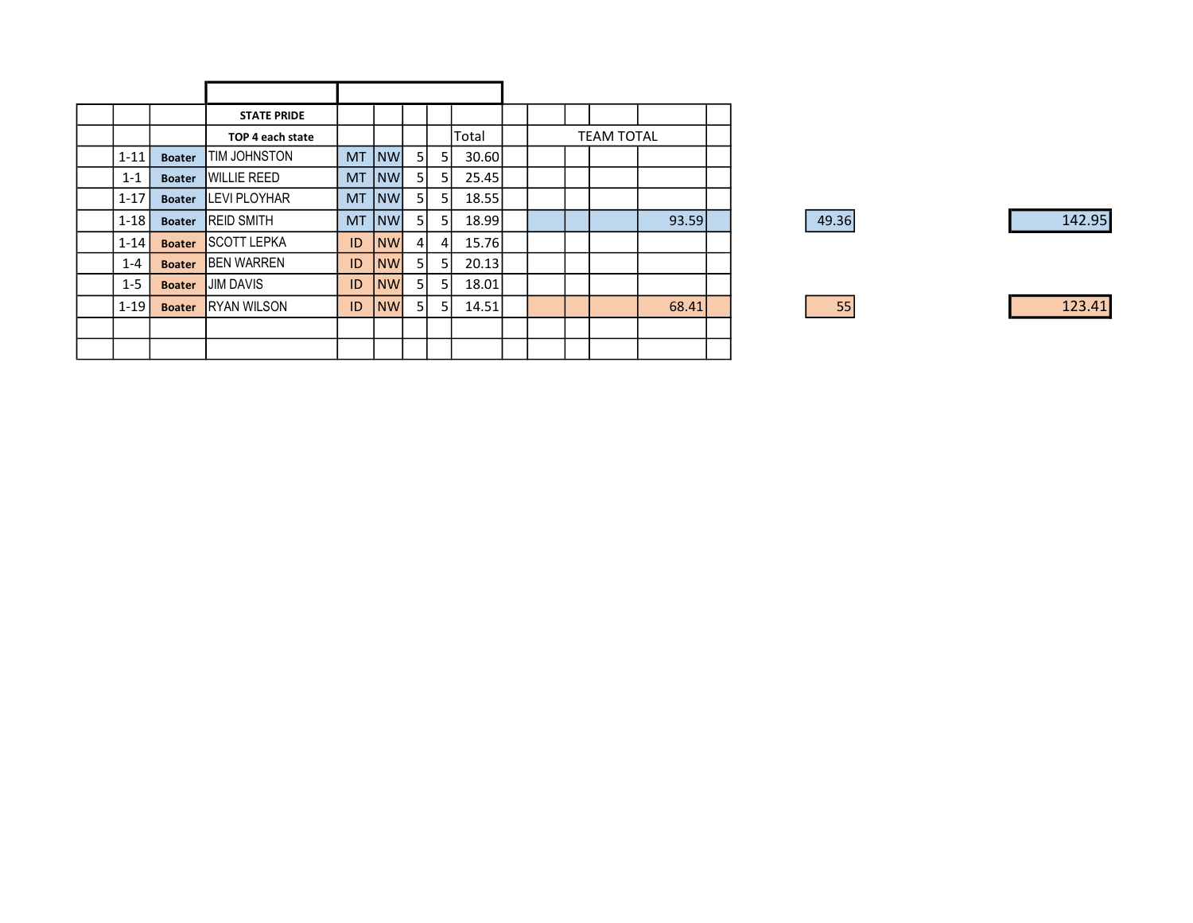| | | | STATE PRIDE | | | | | | | | | | | | | | |
|---|---|---|---|---|---|---|---|---|---|---|---|---|---|---|---|---|---|
| | | | TOP 4 each state | | | | | Total | | TEAM TOTAL | | | | | | | |
| | 1-11 | Boater | TIM JOHNSTON | MT | NW | 5 | 5 | 30.60 | | | | | | | | | |
| | 1-1 | Boater | WILLIE REED | MT | NW | 5 | 5 | 25.45 | | | | | | | | | |
| | 1-17 | Boater | LEVI PLOYHAR | MT | NW | 5 | 5 | 18.55 | | | | | | | | | |
| | 1-18 | Boater | REID SMITH | MT | NW | 5 | 5 | 18.99 | | | | | 93.59 | | | 49.36 | 142.95 |
| | 1-14 | Boater | SCOTT LEPKA | ID | NW | 4 | 4 | 15.76 | | | | | | | | | |
| | 1-4 | Boater | BEN WARREN | ID | NW | 5 | 5 | 20.13 | | | | | | | | | |
| | 1-5 | Boater | JIM DAVIS | ID | NW | 5 | 5 | 18.01 | | | | | | | | | |
| | 1-19 | Boater | RYAN WILSON | ID | NW | 5 | 5 | 14.51 | | | | | 68.41 | | | 55 | 123.41 |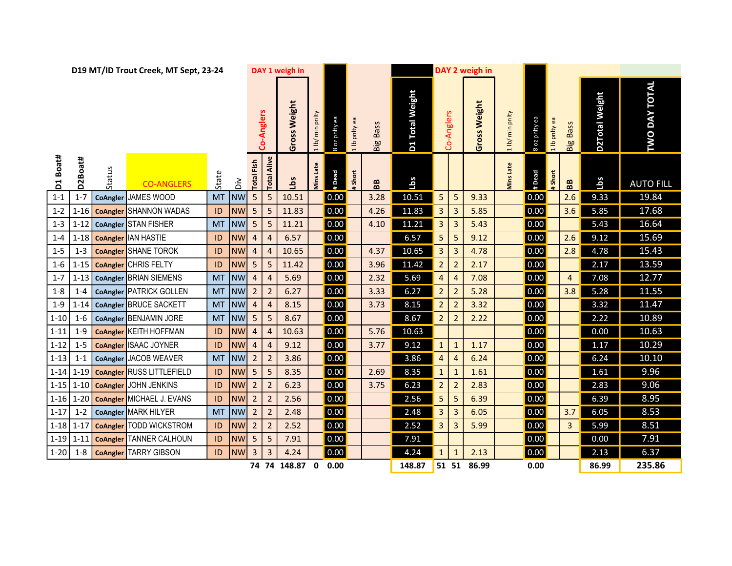**D19 MT/ID Trout Creek, MT Sept, 23-24**

| D1 Boat# | D2Boat# | Status | CO-ANGLERS | State | Div | DAY 1 weigh in Co-Anglers Total Fish | Total Alive | Gross Weight Lbs | 1 lb/ min pnlty Mins Late | 8 oz pnlty ea # Dead | 1 lb pnlty ea # Short | Big Bass BB | D1 Total Weight Lbs | DAY 2 weigh in Co-Anglers | | Gross Weight | 1 lb/ min pnlty Mins Late | 8 oz pnlty ea # Dead | 1 lb pnlty ea # Short | Big Bass BB | D2Total Weight Lbs | TWO DAY TOTAL AUTO FILL |
|---|---|---|---|---|---|---|---|---|---|---|---|---|---|---|---|---|---|---|---|---|---|---|
| 1-1 | 1-7 | CoAngler | JAMES WOOD | MT | NW | 5 | 5 | 10.51 | | 0.00 | | 3.28 | 10.51 | 5 | 5 | 9.33 | | 0.00 | | 2.6 | 9.33 | 19.84 |
| 1-2 | 1-16 | CoAngler | SHANNON WADAS | ID | NW | 5 | 5 | 11.83 | | 0.00 | | 4.26 | 11.83 | 3 | 3 | 5.85 | | 0.00 | | 3.6 | 5.85 | 17.68 |
| 1-3 | 1-12 | CoAngler | STAN FISHER | MT | NW | 5 | 5 | 11.21 | | 0.00 | | 4.10 | 11.21 | 3 | 3 | 5.43 | | 0.00 | | | 5.43 | 16.64 |
| 1-4 | 1-18 | CoAngler | IAN HASTIE | ID | NW | 4 | 4 | 6.57 | | 0.00 | | | 6.57 | 5 | 5 | 9.12 | | 0.00 | | 2.6 | 9.12 | 15.69 |
| 1-5 | 1-3 | CoAngler | SHANE TOROK | ID | NW | 4 | 4 | 10.65 | | 0.00 | | 4.37 | 10.65 | 3 | 3 | 4.78 | | 0.00 | | 2.8 | 4.78 | 15.43 |
| 1-6 | 1-15 | CoAngler | CHRIS FELTY | ID | NW | 5 | 5 | 11.42 | | 0.00 | | 3.96 | 11.42 | 2 | 2 | 2.17 | | 0.00 | | | 2.17 | 13.59 |
| 1-7 | 1-13 | CoAngler | BRIAN SIEMENS | MT | NW | 4 | 4 | 5.69 | | 0.00 | | 2.32 | 5.69 | 4 | 4 | 7.08 | | 0.00 | | 4 | 7.08 | 12.77 |
| 1-8 | 1-4 | CoAngler | PATRICK GOLLEN | MT | NW | 2 | 2 | 6.27 | | 0.00 | | 3.33 | 6.27 | 2 | 2 | 5.28 | | 0.00 | | 3.8 | 5.28 | 11.55 |
| 1-9 | 1-14 | CoAngler | BRUCE SACKETT | MT | NW | 4 | 4 | 8.15 | | 0.00 | | 3.73 | 8.15 | 2 | 2 | 3.32 | | 0.00 | | | 3.32 | 11.47 |
| 1-10 | 1-6 | CoAngler | BENJAMIN JORE | MT | NW | 5 | 5 | 8.67 | | 0.00 | | | 8.67 | 2 | 2 | 2.22 | | 0.00 | | | 2.22 | 10.89 |
| 1-11 | 1-9 | CoAngler | KEITH HOFFMAN | ID | NW | 4 | 4 | 10.63 | | 0.00 | | 5.76 | 10.63 | | | | | 0.00 | | | 0.00 | 10.63 |
| 1-12 | 1-5 | CoAngler | ISAAC JOYNER | ID | NW | 4 | 4 | 9.12 | | 0.00 | | 3.77 | 9.12 | 1 | 1 | 1.17 | | 0.00 | | | 1.17 | 10.29 |
| 1-13 | 1-1 | CoAngler | JACOB WEAVER | MT | NW | 2 | 2 | 3.86 | | 0.00 | | | 3.86 | 4 | 4 | 6.24 | | 0.00 | | | 6.24 | 10.10 |
| 1-14 | 1-19 | CoAngler | RUSS LITTLEFIELD | ID | NW | 5 | 5 | 8.35 | | 0.00 | | 2.69 | 8.35 | 1 | 1 | 1.61 | | 0.00 | | | 1.61 | 9.96 |
| 1-15 | 1-10 | CoAngler | JOHN JENKINS | ID | NW | 2 | 2 | 6.23 | | 0.00 | | 3.75 | 6.23 | 2 | 2 | 2.83 | | 0.00 | | | 2.83 | 9.06 |
| 1-16 | 1-20 | CoAngler | MICHAEL J. EVANS | ID | NW | 2 | 2 | 2.56 | | 0.00 | | | 2.56 | 5 | 5 | 6.39 | | 0.00 | | | 6.39 | 8.95 |
| 1-17 | 1-2 | CoAngler | MARK HILYER | MT | NW | 2 | 2 | 2.48 | | 0.00 | | | 2.48 | 3 | 3 | 6.05 | | 0.00 | | 3.7 | 6.05 | 8.53 |
| 1-18 | 1-17 | CoAngler | TODD WICKSTROM | ID | NW | 2 | 2 | 2.52 | | 0.00 | | | 2.52 | 3 | 3 | 5.99 | | 0.00 | | 3 | 5.99 | 8.51 |
| 1-19 | 1-11 | CoAngler | TANNER CALHOUN | ID | NW | 5 | 5 | 7.91 | | 0.00 | | | 7.91 | | | | | 0.00 | | | 0.00 | 7.91 |
| 1-20 | 1-8 | CoAngler | TARRY GIBSON | ID | NW | 3 | 3 | 4.24 | | 0.00 | | | 4.24 | 1 | 1 | 2.13 | | 0.00 | | | 2.13 | 6.37 |
| | | | | | | 74 | 74 | 148.87 | 0 | 0.00 | | | 148.87 | 51 | 51 | 86.99 | | 0.00 | | | 86.99 | 235.86 |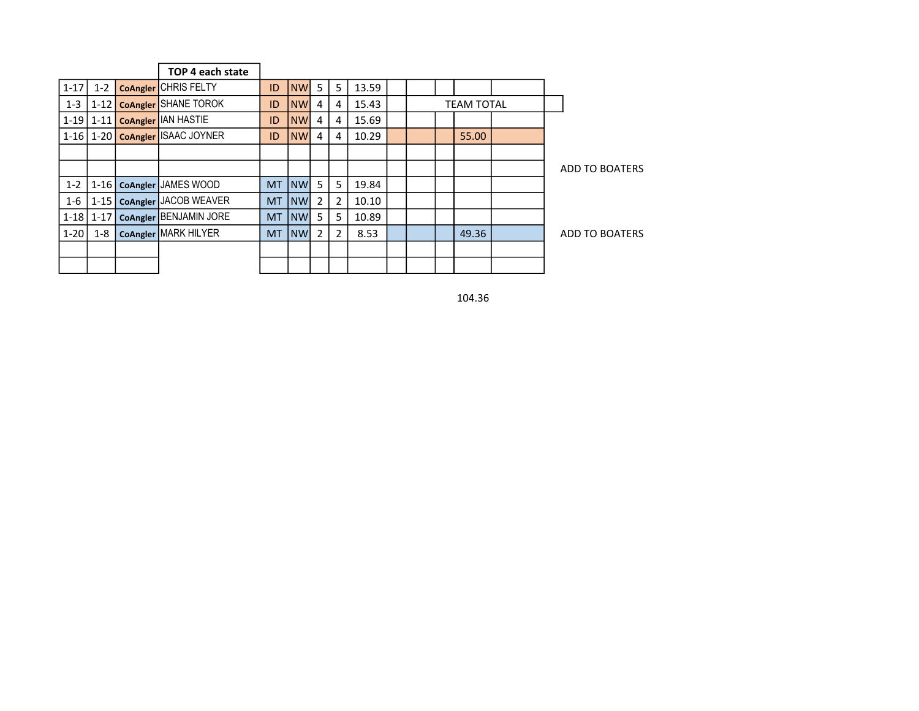| | | | TOP 4 each state | | | | | | | | | | | |
|---|---|---|---|---|---|---|---|---|---|---|---|---|---|---|
| 1-17 | 1-2 | CoAngler | CHRIS FELTY | ID | NW | 5 | 5 | 13.59 | | | | | | |
| 1-3 | 1-12 | CoAngler | SHANE TOROK | ID | NW | 4 | 4 | 15.43 | | TEAM TOTAL | | | | |
| 1-19 | 1-11 | CoAngler | IAN HASTIE | ID | NW | 4 | 4 | 15.69 | | | | | | |
| 1-16 | 1-20 | CoAngler | ISAAC JOYNER | ID | NW | 4 | 4 | 10.29 | | | | 55.00 | | |
| | | | | | | | | | | | | | | |
| | | | | | | | | | | | | | | ADD TO BOATERS |
| 1-2 | 1-16 | CoAngler | JAMES WOOD | MT | NW | 5 | 5 | 19.84 | | | | | | |
| 1-6 | 1-15 | CoAngler | JACOB WEAVER | MT | NW | 2 | 2 | 10.10 | | | | | | |
| 1-18 | 1-17 | CoAngler | BENJAMIN JORE | MT | NW | 5 | 5 | 10.89 | | | | | | |
| 1-20 | 1-8 | CoAngler | MARK HILYER | MT | NW | 2 | 2 | 8.53 | | | | 49.36 | | ADD TO BOATERS |
| | | | | | | | | | | | | | | |
| | | | | | | | | | | | | | | |

104.36